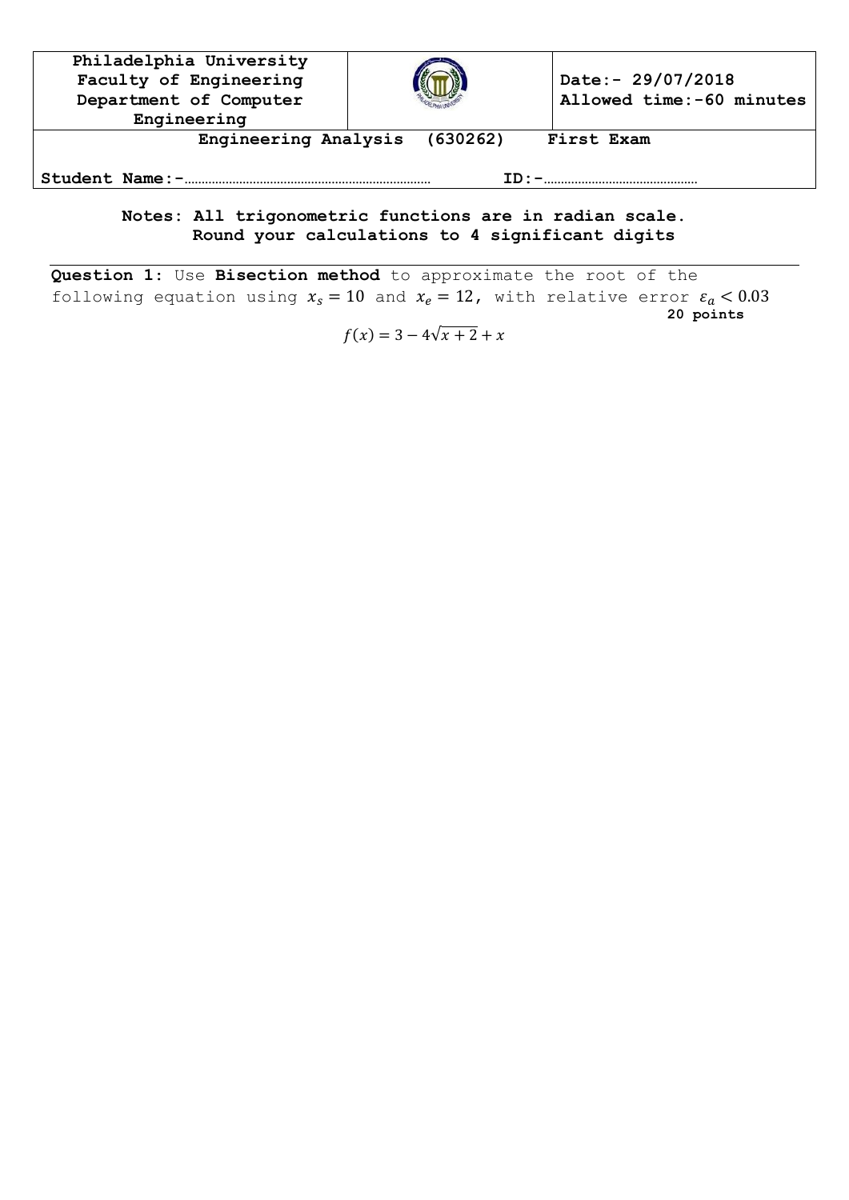| Philadelphia University<br>Faculty of Engineering<br>Department of Computer Engineering | | Date:- 29/07/2018<br>Allowed time:-60 minutes |
|---|---|---|
| Engineering Analysis (630262) First Exam | | |
| Student Name:-…………………………………………………… | ID:-……………………………………… | |

**Notes: All trigonometric functions are in radian scale.**
**Round your calculations to 4 significant digits**

---

**Question 1:** Use **Bisection method** to approximate the root of the following equation using $x_s = 10$ and $x_e = 12$, with relative error $\varepsilon_a < 0.03$ **20 points**

$$f(x) = 3 - 4\sqrt{x+2} + x$$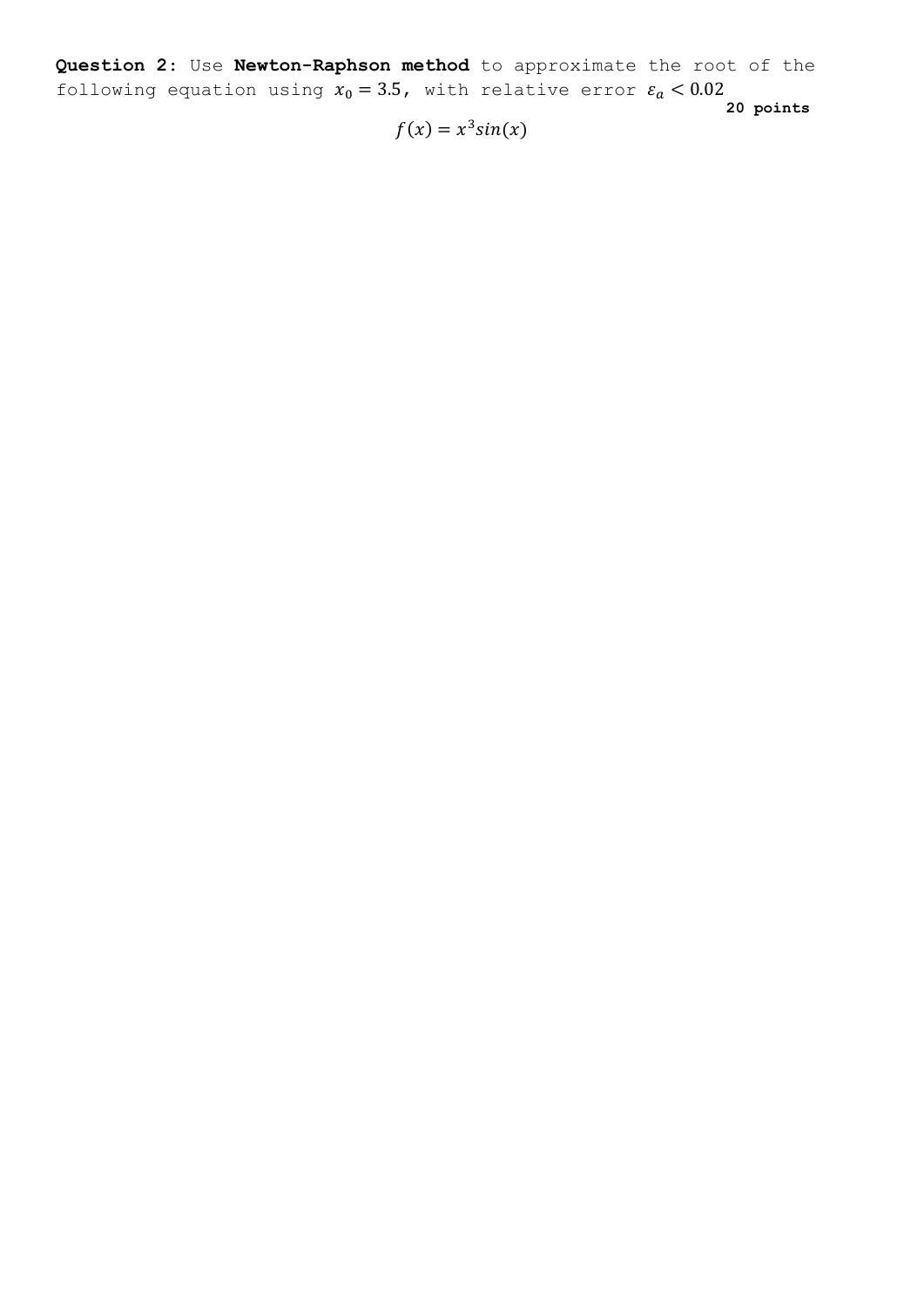**Question 2:** Use **Newton-Raphson method** to approximate the root of the following equation using $x_0 = 3.5$, with relative error $\varepsilon_a < 0.02$

**20 points**

$$f(x) = x^3 sin(x)$$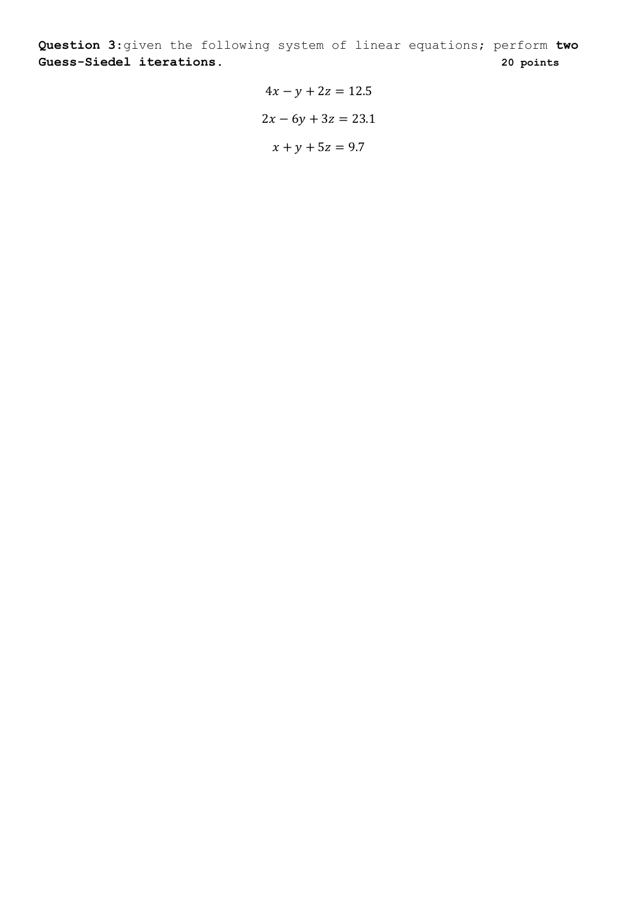**Question 3:** given the following system of linear equations; perform **two Guess-Siedel iterations.** **20 points**

$$4x - y + 2z = 12.5$$

$$2x - 6y + 3z = 23.1$$

$$x + y + 5z = 9.7$$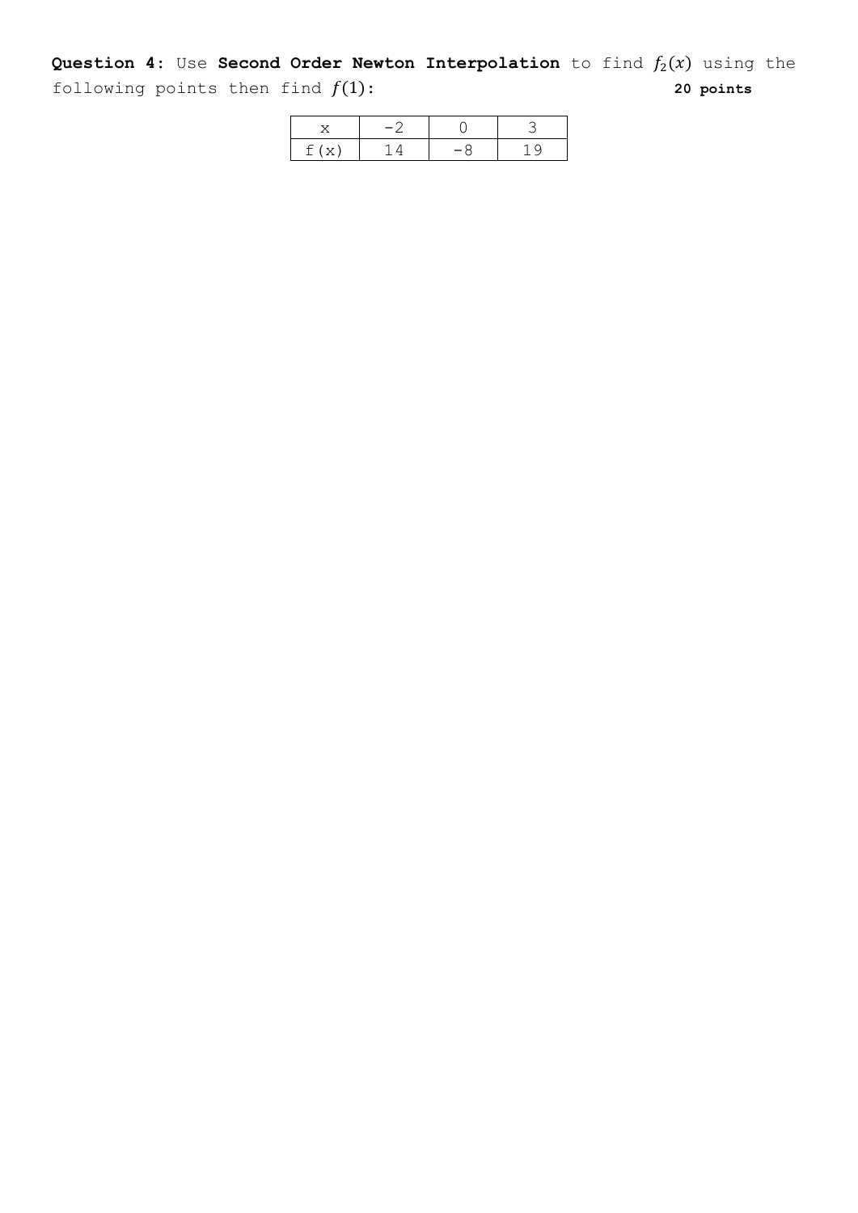**Question 4**: Use **Second Order Newton Interpolation** to find $f_2(x)$ using the following points then find $f(1)$: **20 points**

| x | -2 | 0 | 3 |
|---|---|---|---|
| f(x) | 14 | -8 | 19 |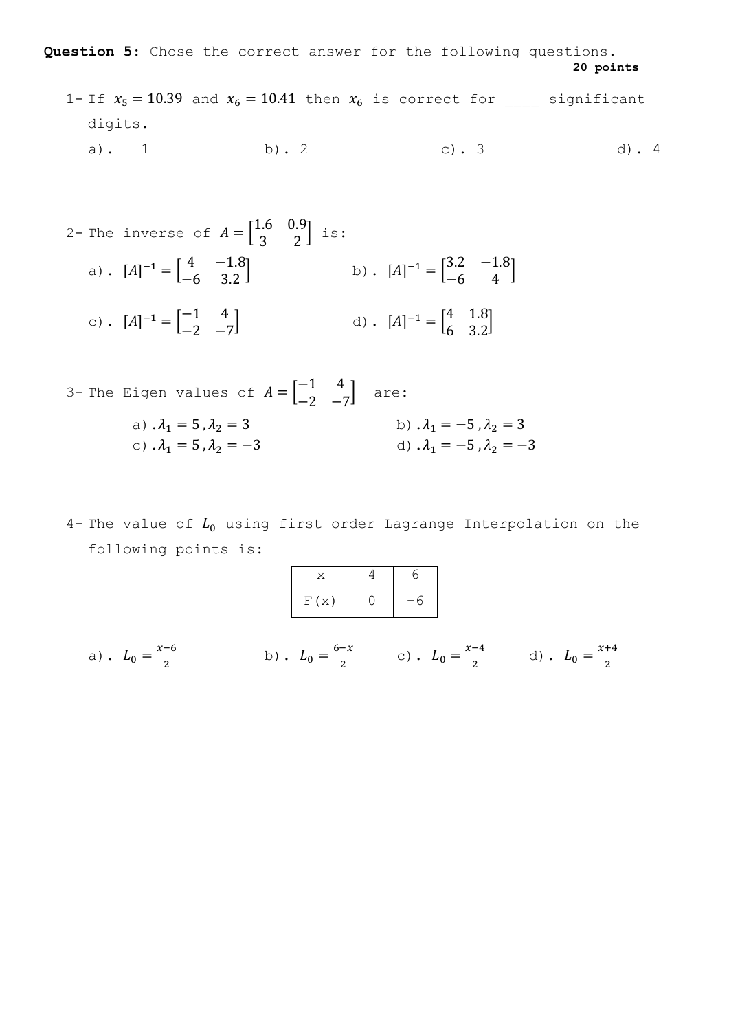**Question 5:** Chose the correct answer for the following questions.

**20 points**

1- If $x_5 = 10.39$ and $x_6 = 10.41$ then $x_6$ is correct for ____ significant digits.

a). 1 b). 2 c). 3 d). 4

2- The inverse of $A = \begin{bmatrix} 1.6 & 0.9 \\ 3 & 2 \end{bmatrix}$ is:

a). $[A]^{-1} = \begin{bmatrix} 4 & -1.8 \\ -6 & 3.2 \end{bmatrix}$ b). $[A]^{-1} = \begin{bmatrix} 3.2 & -1.8 \\ -6 & 4 \end{bmatrix}$

c). $[A]^{-1} = \begin{bmatrix} -1 & 4 \\ -2 & -7 \end{bmatrix}$ d). $[A]^{-1} = \begin{bmatrix} 4 & 1.8 \\ 6 & 3.2 \end{bmatrix}$

3- The Eigen values of $A = \begin{bmatrix} -1 & 4 \\ -2 & -7 \end{bmatrix}$ are:

a). $\lambda_1 = 5, \lambda_2 = 3$ b). $\lambda_1 = -5, \lambda_2 = 3$

c). $\lambda_1 = 5, \lambda_2 = -3$ d). $\lambda_1 = -5, \lambda_2 = -3$

4- The value of $L_0$ using first order Lagrange Interpolation on the following points is:

| x | 4 | 6 |
|---|---|---|
| F(x) | 0 | -6 |

a). $L_0 = \frac{x-6}{2}$ b). $L_0 = \frac{6-x}{2}$ c). $L_0 = \frac{x-4}{2}$ d). $L_0 = \frac{x+4}{2}$